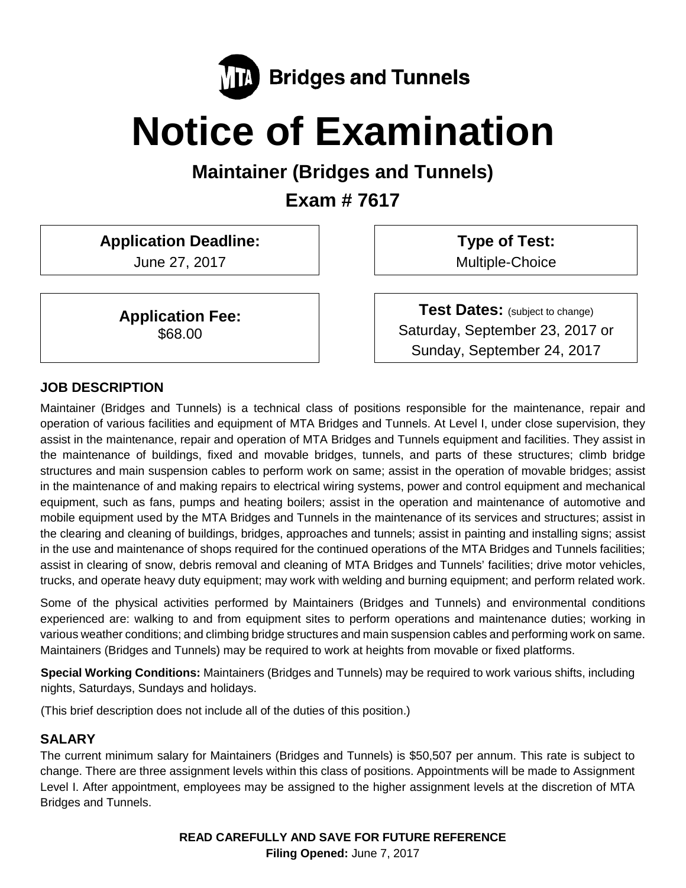MTA Bridges and Tunnels

# Notice of Examination

## Maintainer (Bridges and Tunnels)

## Exam # 7617

**Application Deadline:**
June 27, 2017

**Type of Test:**
Multiple-Choice

**Application Fee:**
$68.00

**Test Dates:** (subject to change)
Saturday, September 23, 2017 or
Sunday, September 24, 2017

### JOB DESCRIPTION

Maintainer (Bridges and Tunnels) is a technical class of positions responsible for the maintenance, repair and operation of various facilities and equipment of MTA Bridges and Tunnels. At Level I, under close supervision, they assist in the maintenance, repair and operation of MTA Bridges and Tunnels equipment and facilities. They assist in the maintenance of buildings, fixed and movable bridges, tunnels, and parts of these structures; climb bridge structures and main suspension cables to perform work on same; assist in the operation of movable bridges; assist in the maintenance of and making repairs to electrical wiring systems, power and control equipment and mechanical equipment, such as fans, pumps and heating boilers; assist in the operation and maintenance of automotive and mobile equipment used by the MTA Bridges and Tunnels in the maintenance of its services and structures; assist in the clearing and cleaning of buildings, bridges, approaches and tunnels; assist in painting and installing signs; assist in the use and maintenance of shops required for the continued operations of the MTA Bridges and Tunnels facilities; assist in clearing of snow, debris removal and cleaning of MTA Bridges and Tunnels' facilities; drive motor vehicles, trucks, and operate heavy duty equipment; may work with welding and burning equipment; and perform related work.

Some of the physical activities performed by Maintainers (Bridges and Tunnels) and environmental conditions experienced are: walking to and from equipment sites to perform operations and maintenance duties; working in various weather conditions; and climbing bridge structures and main suspension cables and performing work on same. Maintainers (Bridges and Tunnels) may be required to work at heights from movable or fixed platforms.

**Special Working Conditions:** Maintainers (Bridges and Tunnels) may be required to work various shifts, including nights, Saturdays, Sundays and holidays.

(This brief description does not include all of the duties of this position.)

### SALARY

The current minimum salary for Maintainers (Bridges and Tunnels) is $50,507 per annum. This rate is subject to change. There are three assignment levels within this class of positions. Appointments will be made to Assignment Level I. After appointment, employees may be assigned to the higher assignment levels at the discretion of MTA Bridges and Tunnels.

**READ CAREFULLY AND SAVE FOR FUTURE REFERENCE**

**Filing Opened:** June 7, 2017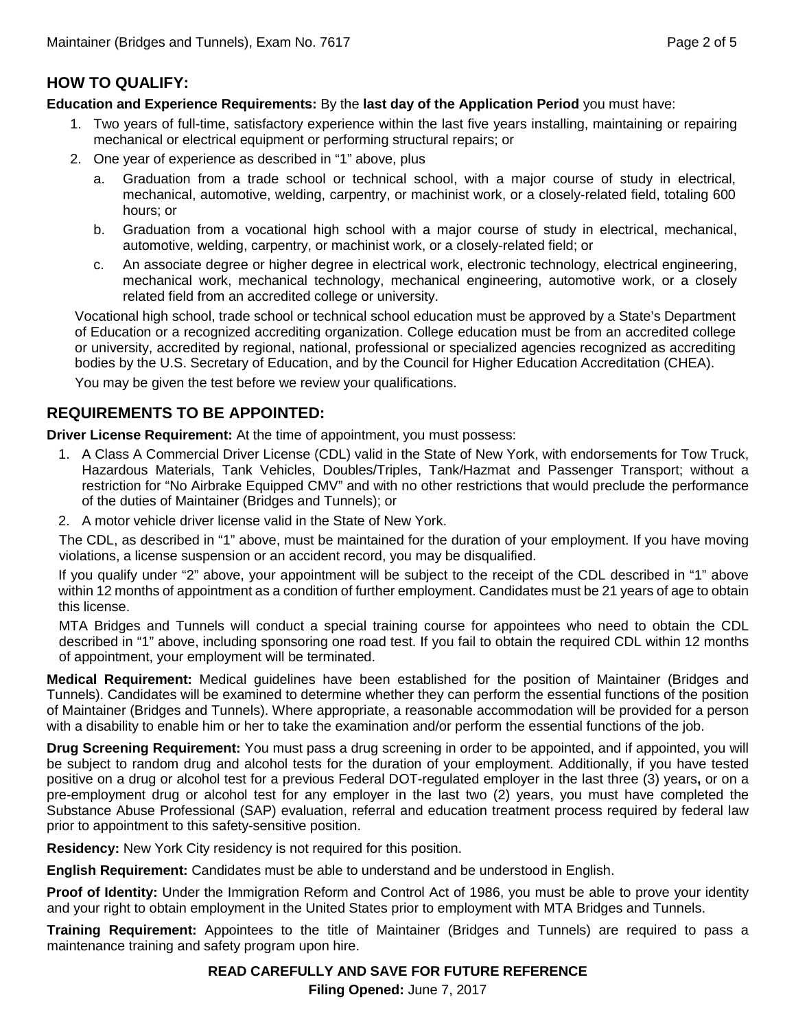## HOW TO QUALIFY:

**Education and Experience Requirements:** By the **last day of the Application Period** you must have:

1. Two years of full-time, satisfactory experience within the last five years installing, maintaining or repairing mechanical or electrical equipment or performing structural repairs; or
2. One year of experience as described in "1" above, plus
   a. Graduation from a trade school or technical school, with a major course of study in electrical, mechanical, automotive, welding, carpentry, or machinist work, or a closely-related field, totaling 600 hours; or
   b. Graduation from a vocational high school with a major course of study in electrical, mechanical, automotive, welding, carpentry, or machinist work, or a closely-related field; or
   c. An associate degree or higher degree in electrical work, electronic technology, electrical engineering, mechanical work, mechanical technology, mechanical engineering, automotive work, or a closely related field from an accredited college or university.

Vocational high school, trade school or technical school education must be approved by a State's Department of Education or a recognized accrediting organization. College education must be from an accredited college or university, accredited by regional, national, professional or specialized agencies recognized as accrediting bodies by the U.S. Secretary of Education, and by the Council for Higher Education Accreditation (CHEA).

You may be given the test before we review your qualifications.

## REQUIREMENTS TO BE APPOINTED:

**Driver License Requirement:** At the time of appointment, you must possess:

1. A Class A Commercial Driver License (CDL) valid in the State of New York, with endorsements for Tow Truck, Hazardous Materials, Tank Vehicles, Doubles/Triples, Tank/Hazmat and Passenger Transport; without a restriction for "No Airbrake Equipped CMV" and with no other restrictions that would preclude the performance of the duties of Maintainer (Bridges and Tunnels); or
2. A motor vehicle driver license valid in the State of New York.

The CDL, as described in "1" above, must be maintained for the duration of your employment. If you have moving violations, a license suspension or an accident record, you may be disqualified.

If you qualify under "2" above, your appointment will be subject to the receipt of the CDL described in "1" above within 12 months of appointment as a condition of further employment. Candidates must be 21 years of age to obtain this license.

MTA Bridges and Tunnels will conduct a special training course for appointees who need to obtain the CDL described in "1" above, including sponsoring one road test. If you fail to obtain the required CDL within 12 months of appointment, your employment will be terminated.

**Medical Requirement:** Medical guidelines have been established for the position of Maintainer (Bridges and Tunnels). Candidates will be examined to determine whether they can perform the essential functions of the position of Maintainer (Bridges and Tunnels). Where appropriate, a reasonable accommodation will be provided for a person with a disability to enable him or her to take the examination and/or perform the essential functions of the job.

**Drug Screening Requirement:** You must pass a drug screening in order to be appointed, and if appointed, you will be subject to random drug and alcohol tests for the duration of your employment. Additionally, if you have tested positive on a drug or alcohol test for a previous Federal DOT-regulated employer in the last three (3) years**,** or on a pre-employment drug or alcohol test for any employer in the last two (2) years, you must have completed the Substance Abuse Professional (SAP) evaluation, referral and education treatment process required by federal law prior to appointment to this safety-sensitive position.

**Residency:** New York City residency is not required for this position.

**English Requirement:** Candidates must be able to understand and be understood in English.

**Proof of Identity:** Under the Immigration Reform and Control Act of 1986, you must be able to prove your identity and your right to obtain employment in the United States prior to employment with MTA Bridges and Tunnels.

**Training Requirement:** Appointees to the title of Maintainer (Bridges and Tunnels) are required to pass a maintenance training and safety program upon hire.

**READ CAREFULLY AND SAVE FOR FUTURE REFERENCE**

**Filing Opened:** June 7, 2017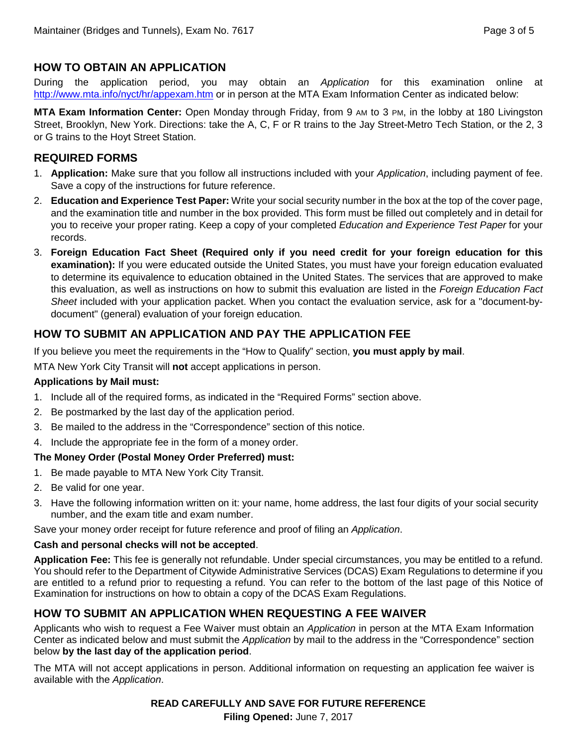## HOW TO OBTAIN AN APPLICATION

During the application period, you may obtain an *Application* for this examination online at http://www.mta.info/nyct/hr/appexam.htm or in person at the MTA Exam Information Center as indicated below:

**MTA Exam Information Center:** Open Monday through Friday, from 9 AM to 3 PM, in the lobby at 180 Livingston Street, Brooklyn, New York. Directions: take the A, C, F or R trains to the Jay Street-Metro Tech Station, or the 2, 3 or G trains to the Hoyt Street Station.

## REQUIRED FORMS

1. **Application:** Make sure that you follow all instructions included with your *Application*, including payment of fee. Save a copy of the instructions for future reference.
2. **Education and Experience Test Paper:** Write your social security number in the box at the top of the cover page, and the examination title and number in the box provided. This form must be filled out completely and in detail for you to receive your proper rating. Keep a copy of your completed *Education and Experience Test Paper* for your records.
3. **Foreign Education Fact Sheet (Required only if you need credit for your foreign education for this examination):** If you were educated outside the United States, you must have your foreign education evaluated to determine its equivalence to education obtained in the United States. The services that are approved to make this evaluation, as well as instructions on how to submit this evaluation are listed in the *Foreign Education Fact Sheet* included with your application packet. When you contact the evaluation service, ask for a "document-by-document" (general) evaluation of your foreign education.

## HOW TO SUBMIT AN APPLICATION AND PAY THE APPLICATION FEE

If you believe you meet the requirements in the "How to Qualify" section, **you must apply by mail**.

MTA New York City Transit will **not** accept applications in person.

**Applications by Mail must:**

1. Include all of the required forms, as indicated in the "Required Forms" section above.
2. Be postmarked by the last day of the application period.
3. Be mailed to the address in the "Correspondence" section of this notice.
4. Include the appropriate fee in the form of a money order.

**The Money Order (Postal Money Order Preferred) must:**

1. Be made payable to MTA New York City Transit.
2. Be valid for one year.
3. Have the following information written on it: your name, home address, the last four digits of your social security number, and the exam title and exam number.

Save your money order receipt for future reference and proof of filing an *Application*.

**Cash and personal checks will not be accepted**.

**Application Fee:** This fee is generally not refundable. Under special circumstances, you may be entitled to a refund. You should refer to the Department of Citywide Administrative Services (DCAS) Exam Regulations to determine if you are entitled to a refund prior to requesting a refund. You can refer to the bottom of the last page of this Notice of Examination for instructions on how to obtain a copy of the DCAS Exam Regulations.

## HOW TO SUBMIT AN APPLICATION WHEN REQUESTING A FEE WAIVER

Applicants who wish to request a Fee Waiver must obtain an *Application* in person at the MTA Exam Information Center as indicated below and must submit the *Application* by mail to the address in the "Correspondence" section below **by the last day of the application period**.

The MTA will not accept applications in person. Additional information on requesting an application fee waiver is available with the *Application*.

**READ CAREFULLY AND SAVE FOR FUTURE REFERENCE**

**Filing Opened:** June 7, 2017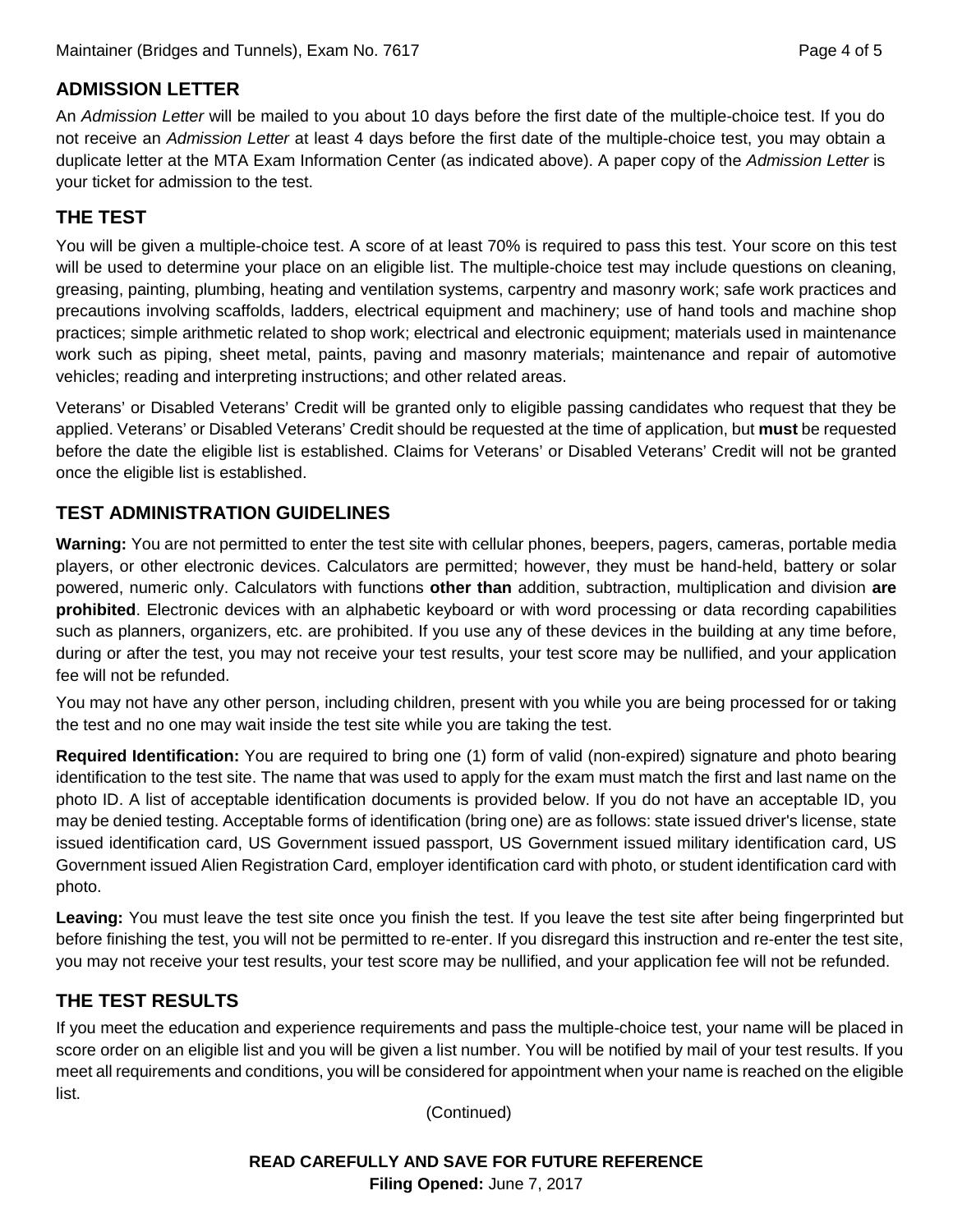## ADMISSION LETTER

An *Admission Letter* will be mailed to you about 10 days before the first date of the multiple-choice test. If you do not receive an *Admission Letter* at least 4 days before the first date of the multiple-choice test, you may obtain a duplicate letter at the MTA Exam Information Center (as indicated above). A paper copy of the *Admission Letter* is your ticket for admission to the test.

## THE TEST

You will be given a multiple-choice test. A score of at least 70% is required to pass this test. Your score on this test will be used to determine your place on an eligible list. The multiple-choice test may include questions on cleaning, greasing, painting, plumbing, heating and ventilation systems, carpentry and masonry work; safe work practices and precautions involving scaffolds, ladders, electrical equipment and machinery; use of hand tools and machine shop practices; simple arithmetic related to shop work; electrical and electronic equipment; materials used in maintenance work such as piping, sheet metal, paints, paving and masonry materials; maintenance and repair of automotive vehicles; reading and interpreting instructions; and other related areas.

Veterans' or Disabled Veterans' Credit will be granted only to eligible passing candidates who request that they be applied. Veterans' or Disabled Veterans' Credit should be requested at the time of application, but **must** be requested before the date the eligible list is established. Claims for Veterans' or Disabled Veterans' Credit will not be granted once the eligible list is established.

## TEST ADMINISTRATION GUIDELINES

**Warning:** You are not permitted to enter the test site with cellular phones, beepers, pagers, cameras, portable media players, or other electronic devices. Calculators are permitted; however, they must be hand-held, battery or solar powered, numeric only. Calculators with functions **other than** addition, subtraction, multiplication and division **are prohibited**. Electronic devices with an alphabetic keyboard or with word processing or data recording capabilities such as planners, organizers, etc. are prohibited. If you use any of these devices in the building at any time before, during or after the test, you may not receive your test results, your test score may be nullified, and your application fee will not be refunded.

You may not have any other person, including children, present with you while you are being processed for or taking the test and no one may wait inside the test site while you are taking the test.

**Required Identification:** You are required to bring one (1) form of valid (non-expired) signature and photo bearing identification to the test site. The name that was used to apply for the exam must match the first and last name on the photo ID. A list of acceptable identification documents is provided below. If you do not have an acceptable ID, you may be denied testing. Acceptable forms of identification (bring one) are as follows: state issued driver's license, state issued identification card, US Government issued passport, US Government issued military identification card, US Government issued Alien Registration Card, employer identification card with photo, or student identification card with photo.

**Leaving:** You must leave the test site once you finish the test. If you leave the test site after being fingerprinted but before finishing the test, you will not be permitted to re-enter. If you disregard this instruction and re-enter the test site, you may not receive your test results, your test score may be nullified, and your application fee will not be refunded.

## THE TEST RESULTS

If you meet the education and experience requirements and pass the multiple-choice test, your name will be placed in score order on an eligible list and you will be given a list number. You will be notified by mail of your test results. If you meet all requirements and conditions, you will be considered for appointment when your name is reached on the eligible list.

(Continued)

**READ CAREFULLY AND SAVE FOR FUTURE REFERENCE**
**Filing Opened:** June 7, 2017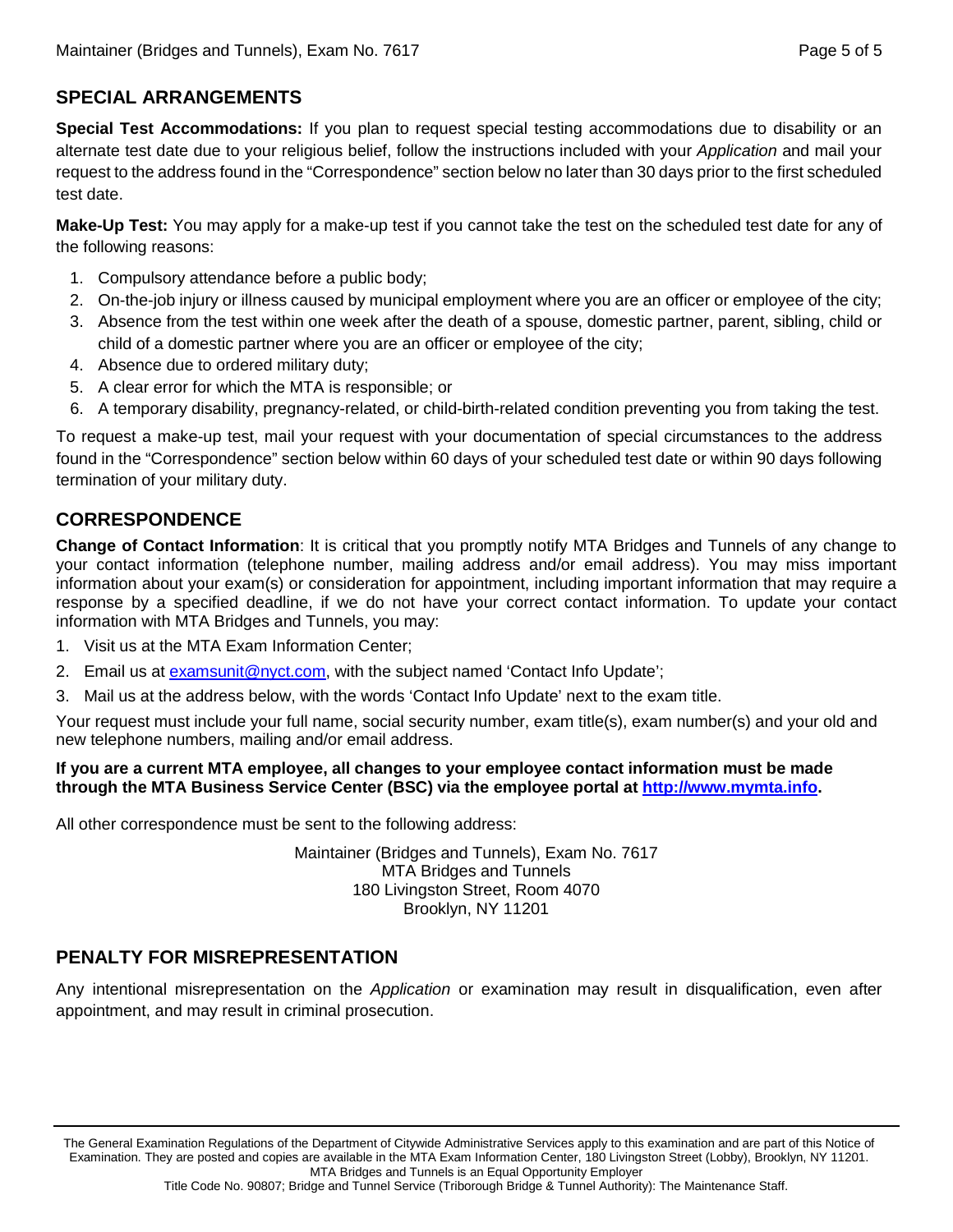## SPECIAL ARRANGEMENTS

**Special Test Accommodations:** If you plan to request special testing accommodations due to disability or an alternate test date due to your religious belief, follow the instructions included with your *Application* and mail your request to the address found in the "Correspondence" section below no later than 30 days prior to the first scheduled test date.

**Make-Up Test:** You may apply for a make-up test if you cannot take the test on the scheduled test date for any of the following reasons:

1. Compulsory attendance before a public body;
2. On-the-job injury or illness caused by municipal employment where you are an officer or employee of the city;
3. Absence from the test within one week after the death of a spouse, domestic partner, parent, sibling, child or child of a domestic partner where you are an officer or employee of the city;
4. Absence due to ordered military duty;
5. A clear error for which the MTA is responsible; or
6. A temporary disability, pregnancy-related, or child-birth-related condition preventing you from taking the test.

To request a make-up test, mail your request with your documentation of special circumstances to the address found in the "Correspondence" section below within 60 days of your scheduled test date or within 90 days following termination of your military duty.

## CORRESPONDENCE

**Change of Contact Information**: It is critical that you promptly notify MTA Bridges and Tunnels of any change to your contact information (telephone number, mailing address and/or email address). You may miss important information about your exam(s) or consideration for appointment, including important information that may require a response by a specified deadline, if we do not have your correct contact information. To update your contact information with MTA Bridges and Tunnels, you may:

1. Visit us at the MTA Exam Information Center;
2. Email us at examsunit@nyct.com, with the subject named 'Contact Info Update';
3. Mail us at the address below, with the words 'Contact Info Update' next to the exam title.

Your request must include your full name, social security number, exam title(s), exam number(s) and your old and new telephone numbers, mailing and/or email address.

**If you are a current MTA employee, all changes to your employee contact information must be made through the MTA Business Service Center (BSC) via the employee portal at http://www.mymta.info.**

All other correspondence must be sent to the following address:

Maintainer (Bridges and Tunnels), Exam No. 7617
MTA Bridges and Tunnels
180 Livingston Street, Room 4070
Brooklyn, NY 11201

## PENALTY FOR MISREPRESENTATION

Any intentional misrepresentation on the *Application* or examination may result in disqualification, even after appointment, and may result in criminal prosecution.

---

The General Examination Regulations of the Department of Citywide Administrative Services apply to this examination and are part of this Notice of Examination. They are posted and copies are available in the MTA Exam Information Center, 180 Livingston Street (Lobby), Brooklyn, NY 11201.
MTA Bridges and Tunnels is an Equal Opportunity Employer
Title Code No. 90807; Bridge and Tunnel Service (Triborough Bridge & Tunnel Authority): The Maintenance Staff.